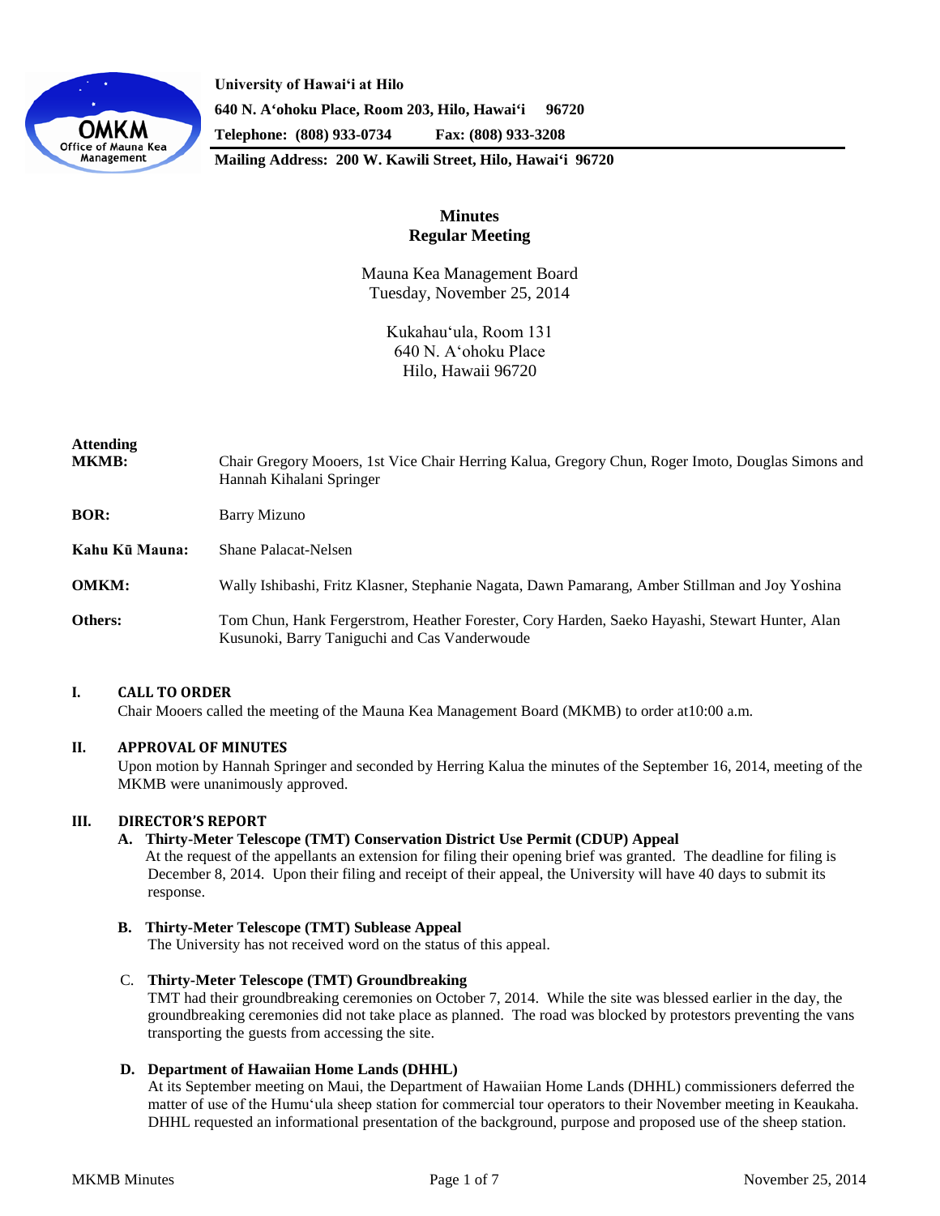University of Hawaiʻi at Hilo
640 N. Aʻohoku Place, Room 203, Hilo, Hawaiʻi 96720
Telephone: (808) 933-0734 Fax: (808) 933-3208
Mailing Address: 200 W. Kawili Street, Hilo, Hawaiʻi 96720

# Minutes
## Regular Meeting

Mauna Kea Management Board
Tuesday, November 25, 2014

Kukahauʻula, Room 131
640 N. Aʻohoku Place
Hilo, Hawaii 96720

**Attending MKMB:** Chair Gregory Mooers, 1st Vice Chair Herring Kalua, Gregory Chun, Roger Imoto, Douglas Simons and Hannah Kihalani Springer

**BOR:** Barry Mizuno

**Kahu Kū Mauna:** Shane Palacat-Nelsen

**OMKM:** Wally Ishibashi, Fritz Klasner, Stephanie Nagata, Dawn Pamarang, Amber Stillman and Joy Yoshina

**Others:** Tom Chun, Hank Fergerstrom, Heather Forester, Cory Harden, Saeko Hayashi, Stewart Hunter, Alan Kusunoki, Barry Taniguchi and Cas Vanderwoude

## I. CALL TO ORDER

Chair Mooers called the meeting of the Mauna Kea Management Board (MKMB) to order at10:00 a.m.

## II. APPROVAL OF MINUTES

Upon motion by Hannah Springer and seconded by Herring Kalua the minutes of the September 16, 2014, meeting of the MKMB were unanimously approved.

## III. DIRECTOR'S REPORT

### A. Thirty-Meter Telescope (TMT) Conservation District Use Permit (CDUP) Appeal

At the request of the appellants an extension for filing their opening brief was granted. The deadline for filing is December 8, 2014. Upon their filing and receipt of their appeal, the University will have 40 days to submit its response.

### B. Thirty-Meter Telescope (TMT) Sublease Appeal

The University has not received word on the status of this appeal.

### C. Thirty-Meter Telescope (TMT) Groundbreaking

TMT had their groundbreaking ceremonies on October 7, 2014. While the site was blessed earlier in the day, the groundbreaking ceremonies did not take place as planned. The road was blocked by protestors preventing the vans transporting the guests from accessing the site.

### D. Department of Hawaiian Home Lands (DHHL)

At its September meeting on Maui, the Department of Hawaiian Home Lands (DHHL) commissioners deferred the matter of use of the Humuʻula sheep station for commercial tour operators to their November meeting in Keaukaha. DHHL requested an informational presentation of the background, purpose and proposed use of the sheep station.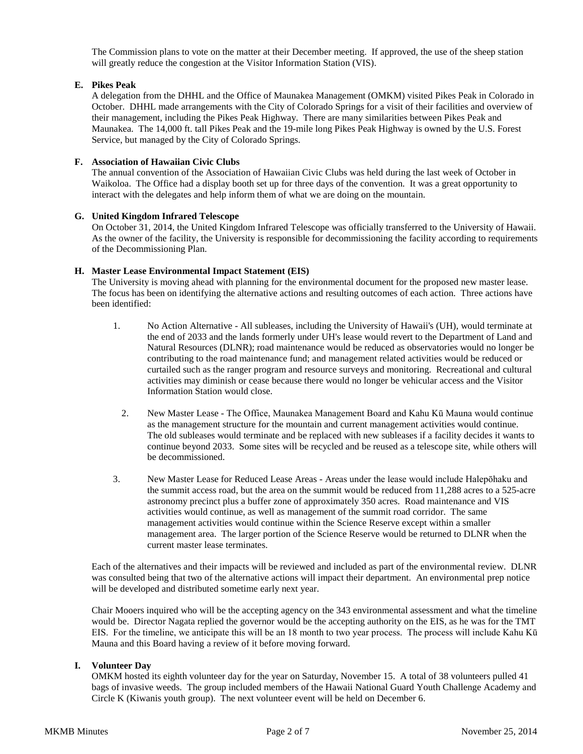The Commission plans to vote on the matter at their December meeting. If approved, the use of the sheep station will greatly reduce the congestion at the Visitor Information Station (VIS).

**E. Pikes Peak**

A delegation from the DHHL and the Office of Maunakea Management (OMKM) visited Pikes Peak in Colorado in October. DHHL made arrangements with the City of Colorado Springs for a visit of their facilities and overview of their management, including the Pikes Peak Highway. There are many similarities between Pikes Peak and Maunakea. The 14,000 ft. tall Pikes Peak and the 19-mile long Pikes Peak Highway is owned by the U.S. Forest Service, but managed by the City of Colorado Springs.

**F. Association of Hawaiian Civic Clubs**

The annual convention of the Association of Hawaiian Civic Clubs was held during the last week of October in Waikoloa. The Office had a display booth set up for three days of the convention. It was a great opportunity to interact with the delegates and help inform them of what we are doing on the mountain.

**G. United Kingdom Infrared Telescope**

On October 31, 2014, the United Kingdom Infrared Telescope was officially transferred to the University of Hawaii. As the owner of the facility, the University is responsible for decommissioning the facility according to requirements of the Decommissioning Plan.

**H. Master Lease Environmental Impact Statement (EIS)**

The University is moving ahead with planning for the environmental document for the proposed new master lease. The focus has been on identifying the alternative actions and resulting outcomes of each action. Three actions have been identified:

1. No Action Alternative - All subleases, including the University of Hawaii's (UH), would terminate at the end of 2033 and the lands formerly under UH's lease would revert to the Department of Land and Natural Resources (DLNR); road maintenance would be reduced as observatories would no longer be contributing to the road maintenance fund; and management related activities would be reduced or curtailed such as the ranger program and resource surveys and monitoring. Recreational and cultural activities may diminish or cease because there would no longer be vehicular access and the Visitor Information Station would close.
2. New Master Lease - The Office, Maunakea Management Board and Kahu Kū Mauna would continue as the management structure for the mountain and current management activities would continue. The old subleases would terminate and be replaced with new subleases if a facility decides it wants to continue beyond 2033. Some sites will be recycled and be reused as a telescope site, while others will be decommissioned.
3. New Master Lease for Reduced Lease Areas - Areas under the lease would include Halepōhaku and the summit access road, but the area on the summit would be reduced from 11,288 acres to a 525-acre astronomy precinct plus a buffer zone of approximately 350 acres. Road maintenance and VIS activities would continue, as well as management of the summit road corridor. The same management activities would continue within the Science Reserve except within a smaller management area. The larger portion of the Science Reserve would be returned to DLNR when the current master lease terminates.

Each of the alternatives and their impacts will be reviewed and included as part of the environmental review. DLNR was consulted being that two of the alternative actions will impact their department. An environmental prep notice will be developed and distributed sometime early next year.

Chair Mooers inquired who will be the accepting agency on the 343 environmental assessment and what the timeline would be. Director Nagata replied the governor would be the accepting authority on the EIS, as he was for the TMT EIS. For the timeline, we anticipate this will be an 18 month to two year process. The process will include Kahu Kū Mauna and this Board having a review of it before moving forward.

**I. Volunteer Day**

OMKM hosted its eighth volunteer day for the year on Saturday, November 15. A total of 38 volunteers pulled 41 bags of invasive weeds. The group included members of the Hawaii National Guard Youth Challenge Academy and Circle K (Kiwanis youth group). The next volunteer event will be held on December 6.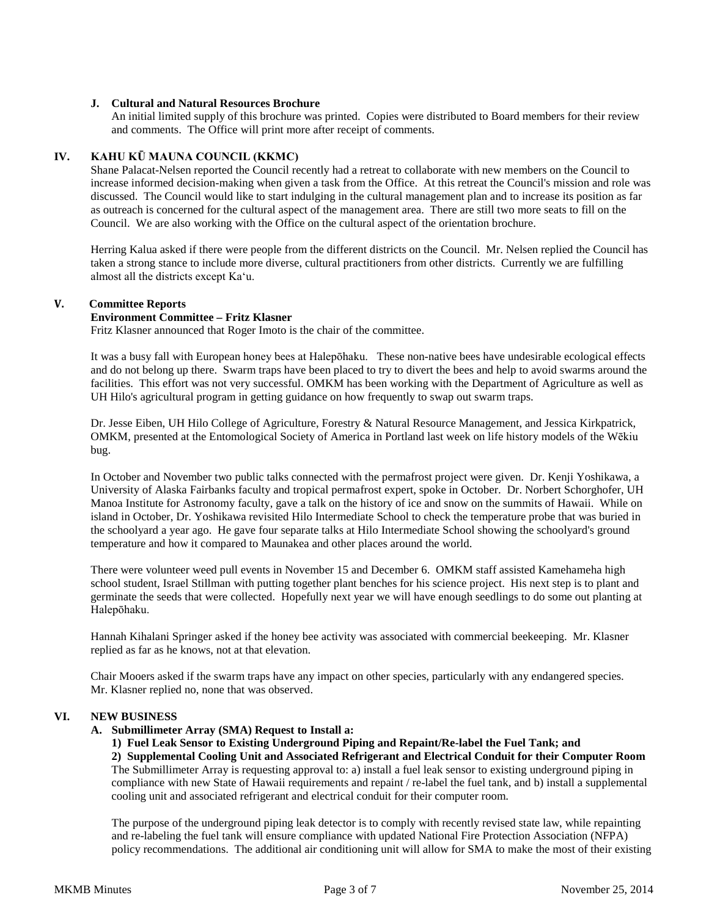### J. Cultural and Natural Resources Brochure

An initial limited supply of this brochure was printed. Copies were distributed to Board members for their review and comments. The Office will print more after receipt of comments.

## IV. KAHU KŪ MAUNA COUNCIL (KKMC)

Shane Palacat-Nelsen reported the Council recently had a retreat to collaborate with new members on the Council to increase informed decision-making when given a task from the Office. At this retreat the Council's mission and role was discussed. The Council would like to start indulging in the cultural management plan and to increase its position as far as outreach is concerned for the cultural aspect of the management area. There are still two more seats to fill on the Council. We are also working with the Office on the cultural aspect of the orientation brochure.

Herring Kalua asked if there were people from the different districts on the Council. Mr. Nelsen replied the Council has taken a strong stance to include more diverse, cultural practitioners from other districts. Currently we are fulfilling almost all the districts except Ka'u.

## V. Committee Reports

**Environment Committee – Fritz Klasner**

Fritz Klasner announced that Roger Imoto is the chair of the committee.

It was a busy fall with European honey bees at Halepōhaku. These non-native bees have undesirable ecological effects and do not belong up there. Swarm traps have been placed to try to divert the bees and help to avoid swarms around the facilities. This effort was not very successful. OMKM has been working with the Department of Agriculture as well as UH Hilo's agricultural program in getting guidance on how frequently to swap out swarm traps.

Dr. Jesse Eiben, UH Hilo College of Agriculture, Forestry & Natural Resource Management, and Jessica Kirkpatrick, OMKM, presented at the Entomological Society of America in Portland last week on life history models of the Wēkiu bug.

In October and November two public talks connected with the permafrost project were given. Dr. Kenji Yoshikawa, a University of Alaska Fairbanks faculty and tropical permafrost expert, spoke in October. Dr. Norbert Schorghofer, UH Manoa Institute for Astronomy faculty, gave a talk on the history of ice and snow on the summits of Hawaii. While on island in October, Dr. Yoshikawa revisited Hilo Intermediate School to check the temperature probe that was buried in the schoolyard a year ago. He gave four separate talks at Hilo Intermediate School showing the schoolyard's ground temperature and how it compared to Maunakea and other places around the world.

There were volunteer weed pull events in November 15 and December 6. OMKM staff assisted Kamehameha high school student, Israel Stillman with putting together plant benches for his science project. His next step is to plant and germinate the seeds that were collected. Hopefully next year we will have enough seedlings to do some out planting at Halepōhaku.

Hannah Kihalani Springer asked if the honey bee activity was associated with commercial beekeeping. Mr. Klasner replied as far as he knows, not at that elevation.

Chair Mooers asked if the swarm traps have any impact on other species, particularly with any endangered species. Mr. Klasner replied no, none that was observed.

## VI. NEW BUSINESS

### A. Submillimeter Array (SMA) Request to Install a:

**1) Fuel Leak Sensor to Existing Underground Piping and Repaint/Re-label the Fuel Tank; and**

**2) Supplemental Cooling Unit and Associated Refrigerant and Electrical Conduit for their Computer Room**

The Submillimeter Array is requesting approval to: a) install a fuel leak sensor to existing underground piping in compliance with new State of Hawaii requirements and repaint / re-label the fuel tank, and b) install a supplemental cooling unit and associated refrigerant and electrical conduit for their computer room.

The purpose of the underground piping leak detector is to comply with recently revised state law, while repainting and re-labeling the fuel tank will ensure compliance with updated National Fire Protection Association (NFPA) policy recommendations. The additional air conditioning unit will allow for SMA to make the most of their existing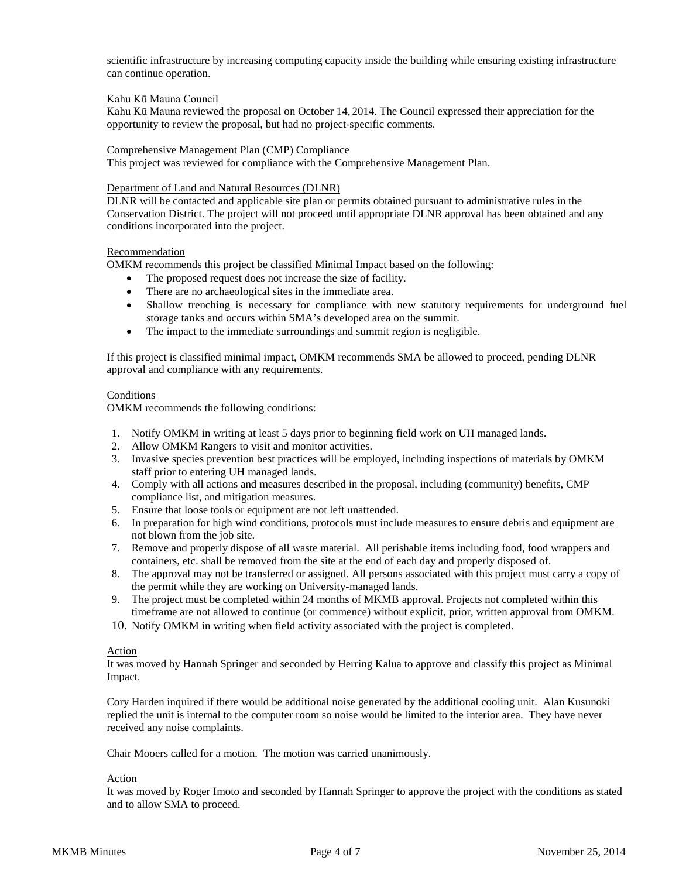scientific infrastructure by increasing computing capacity inside the building while ensuring existing infrastructure can continue operation.

Kahu Kū Mauna Council

Kahu Kū Mauna reviewed the proposal on October 14, 2014. The Council expressed their appreciation for the opportunity to review the proposal, but had no project-specific comments.

Comprehensive Management Plan (CMP) Compliance

This project was reviewed for compliance with the Comprehensive Management Plan.

Department of Land and Natural Resources (DLNR)

DLNR will be contacted and applicable site plan or permits obtained pursuant to administrative rules in the Conservation District. The project will not proceed until appropriate DLNR approval has been obtained and any conditions incorporated into the project.

Recommendation

OMKM recommends this project be classified Minimal Impact based on the following:

- The proposed request does not increase the size of facility.
- There are no archaeological sites in the immediate area.
- Shallow trenching is necessary for compliance with new statutory requirements for underground fuel storage tanks and occurs within SMA's developed area on the summit.
- The impact to the immediate surroundings and summit region is negligible.

If this project is classified minimal impact, OMKM recommends SMA be allowed to proceed, pending DLNR approval and compliance with any requirements.

Conditions

OMKM recommends the following conditions:

1. Notify OMKM in writing at least 5 days prior to beginning field work on UH managed lands.
2. Allow OMKM Rangers to visit and monitor activities.
3. Invasive species prevention best practices will be employed, including inspections of materials by OMKM staff prior to entering UH managed lands.
4. Comply with all actions and measures described in the proposal, including (community) benefits, CMP compliance list, and mitigation measures.
5. Ensure that loose tools or equipment are not left unattended.
6. In preparation for high wind conditions, protocols must include measures to ensure debris and equipment are not blown from the job site.
7. Remove and properly dispose of all waste material. All perishable items including food, food wrappers and containers, etc. shall be removed from the site at the end of each day and properly disposed of.
8. The approval may not be transferred or assigned. All persons associated with this project must carry a copy of the permit while they are working on University-managed lands.
9. The project must be completed within 24 months of MKMB approval. Projects not completed within this timeframe are not allowed to continue (or commence) without explicit, prior, written approval from OMKM.
10. Notify OMKM in writing when field activity associated with the project is completed.

Action

It was moved by Hannah Springer and seconded by Herring Kalua to approve and classify this project as Minimal Impact.

Cory Harden inquired if there would be additional noise generated by the additional cooling unit. Alan Kusunoki replied the unit is internal to the computer room so noise would be limited to the interior area. They have never received any noise complaints.

Chair Mooers called for a motion. The motion was carried unanimously.

Action

It was moved by Roger Imoto and seconded by Hannah Springer to approve the project with the conditions as stated and to allow SMA to proceed.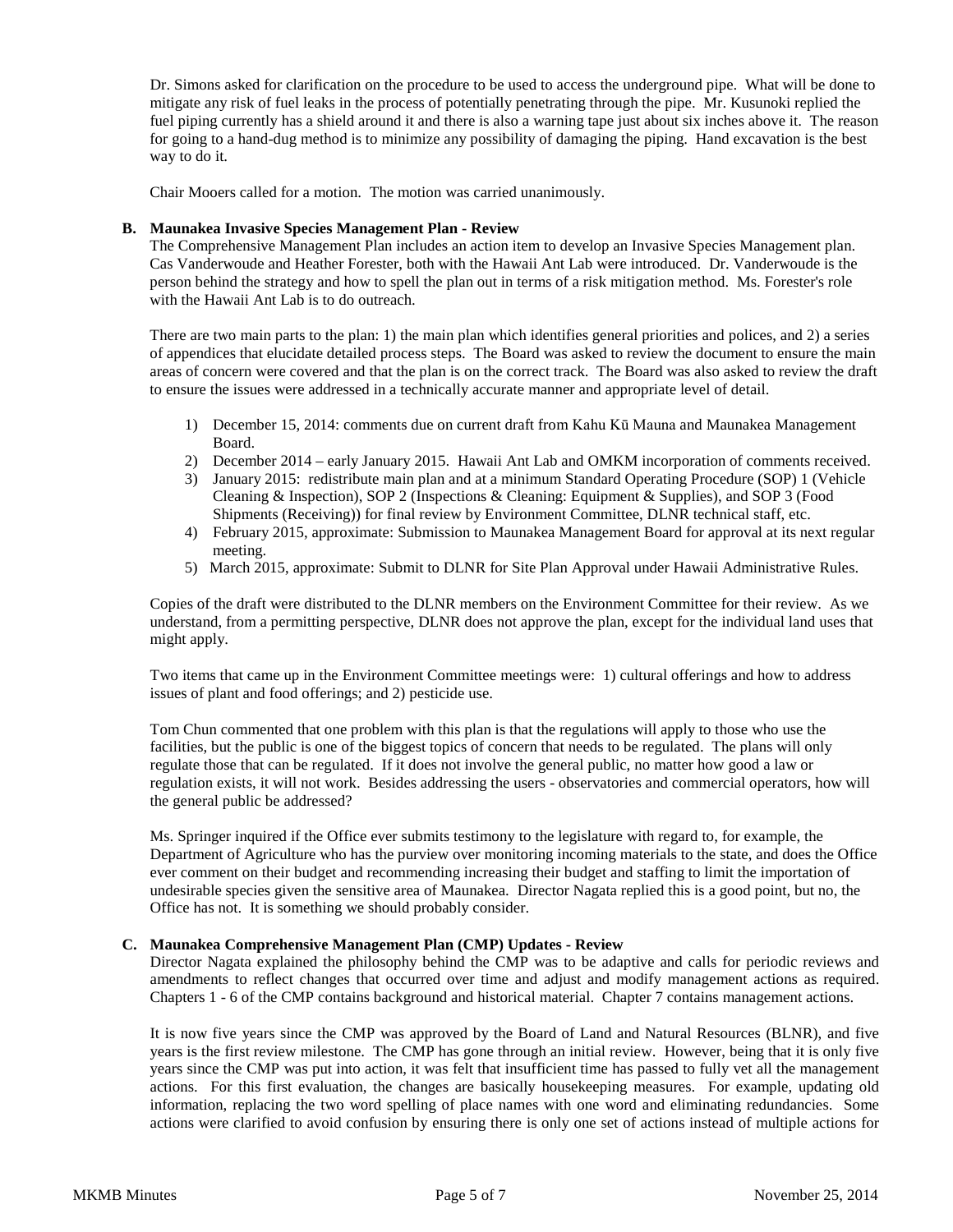Dr. Simons asked for clarification on the procedure to be used to access the underground pipe. What will be done to mitigate any risk of fuel leaks in the process of potentially penetrating through the pipe. Mr. Kusunoki replied the fuel piping currently has a shield around it and there is also a warning tape just about six inches above it. The reason for going to a hand-dug method is to minimize any possibility of damaging the piping. Hand excavation is the best way to do it.

Chair Mooers called for a motion. The motion was carried unanimously.

**B. Maunakea Invasive Species Management Plan - Review**

The Comprehensive Management Plan includes an action item to develop an Invasive Species Management plan. Cas Vanderwoude and Heather Forester, both with the Hawaii Ant Lab were introduced. Dr. Vanderwoude is the person behind the strategy and how to spell the plan out in terms of a risk mitigation method. Ms. Forester's role with the Hawaii Ant Lab is to do outreach.

There are two main parts to the plan: 1) the main plan which identifies general priorities and polices, and 2) a series of appendices that elucidate detailed process steps. The Board was asked to review the document to ensure the main areas of concern were covered and that the plan is on the correct track. The Board was also asked to review the draft to ensure the issues were addressed in a technically accurate manner and appropriate level of detail.

1) December 15, 2014: comments due on current draft from Kahu Kū Mauna and Maunakea Management Board.
2) December 2014 – early January 2015. Hawaii Ant Lab and OMKM incorporation of comments received.
3) January 2015: redistribute main plan and at a minimum Standard Operating Procedure (SOP) 1 (Vehicle Cleaning & Inspection), SOP 2 (Inspections & Cleaning: Equipment & Supplies), and SOP 3 (Food Shipments (Receiving)) for final review by Environment Committee, DLNR technical staff, etc.
4) February 2015, approximate: Submission to Maunakea Management Board for approval at its next regular meeting.
5) March 2015, approximate: Submit to DLNR for Site Plan Approval under Hawaii Administrative Rules.

Copies of the draft were distributed to the DLNR members on the Environment Committee for their review. As we understand, from a permitting perspective, DLNR does not approve the plan, except for the individual land uses that might apply.

Two items that came up in the Environment Committee meetings were: 1) cultural offerings and how to address issues of plant and food offerings; and 2) pesticide use.

Tom Chun commented that one problem with this plan is that the regulations will apply to those who use the facilities, but the public is one of the biggest topics of concern that needs to be regulated. The plans will only regulate those that can be regulated. If it does not involve the general public, no matter how good a law or regulation exists, it will not work. Besides addressing the users - observatories and commercial operators, how will the general public be addressed?

Ms. Springer inquired if the Office ever submits testimony to the legislature with regard to, for example, the Department of Agriculture who has the purview over monitoring incoming materials to the state, and does the Office ever comment on their budget and recommending increasing their budget and staffing to limit the importation of undesirable species given the sensitive area of Maunakea. Director Nagata replied this is a good point, but no, the Office has not. It is something we should probably consider.

**C. Maunakea Comprehensive Management Plan (CMP) Updates - Review**

Director Nagata explained the philosophy behind the CMP was to be adaptive and calls for periodic reviews and amendments to reflect changes that occurred over time and adjust and modify management actions as required. Chapters 1 - 6 of the CMP contains background and historical material. Chapter 7 contains management actions.

It is now five years since the CMP was approved by the Board of Land and Natural Resources (BLNR), and five years is the first review milestone. The CMP has gone through an initial review. However, being that it is only five years since the CMP was put into action, it was felt that insufficient time has passed to fully vet all the management actions. For this first evaluation, the changes are basically housekeeping measures. For example, updating old information, replacing the two word spelling of place names with one word and eliminating redundancies. Some actions were clarified to avoid confusion by ensuring there is only one set of actions instead of multiple actions for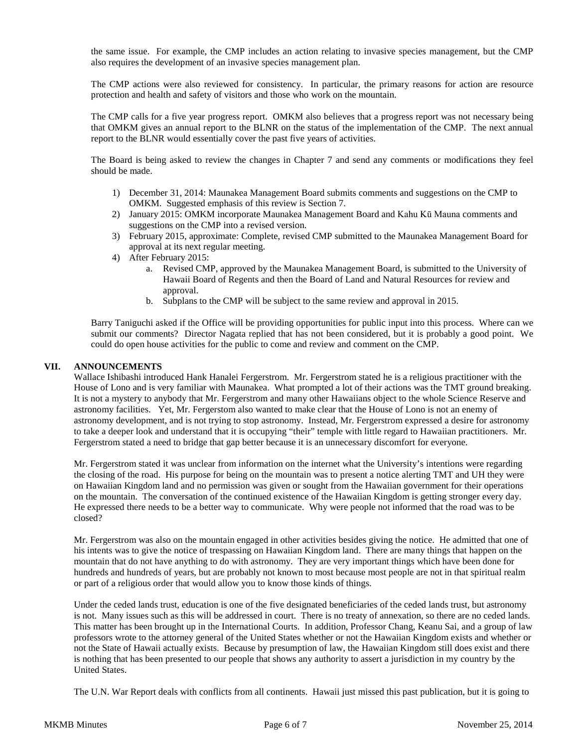the same issue. For example, the CMP includes an action relating to invasive species management, but the CMP also requires the development of an invasive species management plan.

The CMP actions were also reviewed for consistency. In particular, the primary reasons for action are resource protection and health and safety of visitors and those who work on the mountain.

The CMP calls for a five year progress report. OMKM also believes that a progress report was not necessary being that OMKM gives an annual report to the BLNR on the status of the implementation of the CMP. The next annual report to the BLNR would essentially cover the past five years of activities.

The Board is being asked to review the changes in Chapter 7 and send any comments or modifications they feel should be made.

1) December 31, 2014: Maunakea Management Board submits comments and suggestions on the CMP to OMKM. Suggested emphasis of this review is Section 7.
2) January 2015: OMKM incorporate Maunakea Management Board and Kahu Kū Mauna comments and suggestions on the CMP into a revised version.
3) February 2015, approximate: Complete, revised CMP submitted to the Maunakea Management Board for approval at its next regular meeting.
4) After February 2015:
    a. Revised CMP, approved by the Maunakea Management Board, is submitted to the University of Hawaii Board of Regents and then the Board of Land and Natural Resources for review and approval.
    b. Subplans to the CMP will be subject to the same review and approval in 2015.

Barry Taniguchi asked if the Office will be providing opportunities for public input into this process. Where can we submit our comments? Director Nagata replied that has not been considered, but it is probably a good point. We could do open house activities for the public to come and review and comment on the CMP.

## VII. ANNOUNCEMENTS

Wallace Ishibashi introduced Hank Hanalei Fergerstrom. Mr. Fergerstrom stated he is a religious practitioner with the House of Lono and is very familiar with Maunakea. What prompted a lot of their actions was the TMT ground breaking. It is not a mystery to anybody that Mr. Fergerstrom and many other Hawaiians object to the whole Science Reserve and astronomy facilities. Yet, Mr. Fergerstom also wanted to make clear that the House of Lono is not an enemy of astronomy development, and is not trying to stop astronomy. Instead, Mr. Fergerstrom expressed a desire for astronomy to take a deeper look and understand that it is occupying "their" temple with little regard to Hawaiian practitioners. Mr. Fergerstrom stated a need to bridge that gap better because it is an unnecessary discomfort for everyone.

Mr. Fergerstrom stated it was unclear from information on the internet what the University's intentions were regarding the closing of the road. His purpose for being on the mountain was to present a notice alerting TMT and UH they were on Hawaiian Kingdom land and no permission was given or sought from the Hawaiian government for their operations on the mountain. The conversation of the continued existence of the Hawaiian Kingdom is getting stronger every day. He expressed there needs to be a better way to communicate. Why were people not informed that the road was to be closed?

Mr. Fergerstrom was also on the mountain engaged in other activities besides giving the notice. He admitted that one of his intents was to give the notice of trespassing on Hawaiian Kingdom land. There are many things that happen on the mountain that do not have anything to do with astronomy. They are very important things which have been done for hundreds and hundreds of years, but are probably not known to most because most people are not in that spiritual realm or part of a religious order that would allow you to know those kinds of things.

Under the ceded lands trust, education is one of the five designated beneficiaries of the ceded lands trust, but astronomy is not. Many issues such as this will be addressed in court. There is no treaty of annexation, so there are no ceded lands. This matter has been brought up in the International Courts. In addition, Professor Chang, Keanu Sai, and a group of law professors wrote to the attorney general of the United States whether or not the Hawaiian Kingdom exists and whether or not the State of Hawaii actually exists. Because by presumption of law, the Hawaiian Kingdom still does exist and there is nothing that has been presented to our people that shows any authority to assert a jurisdiction in my country by the United States.

The U.N. War Report deals with conflicts from all continents. Hawaii just missed this past publication, but it is going to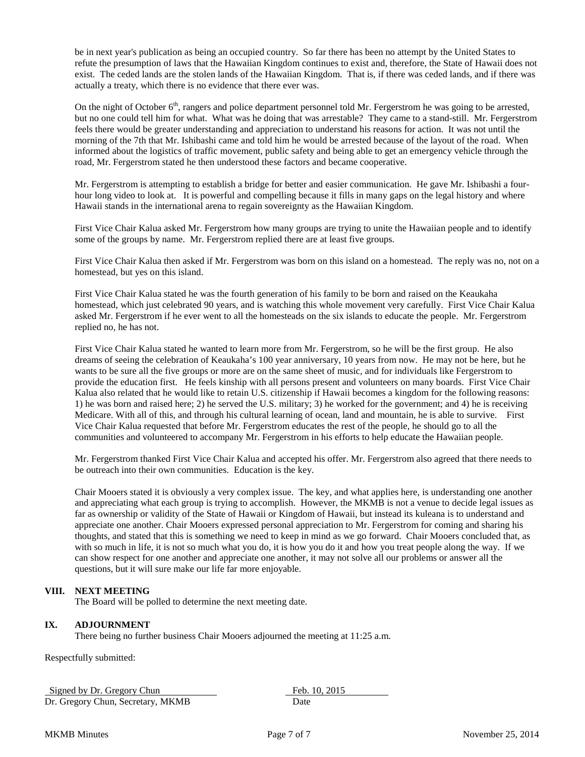be in next year's publication as being an occupied country. So far there has been no attempt by the United States to refute the presumption of laws that the Hawaiian Kingdom continues to exist and, therefore, the State of Hawaii does not exist. The ceded lands are the stolen lands of the Hawaiian Kingdom. That is, if there was ceded lands, and if there was actually a treaty, which there is no evidence that there ever was.

On the night of October 6th, rangers and police department personnel told Mr. Fergerstrom he was going to be arrested, but no one could tell him for what. What was he doing that was arrestable? They came to a stand-still. Mr. Fergerstrom feels there would be greater understanding and appreciation to understand his reasons for action. It was not until the morning of the 7th that Mr. Ishibashi came and told him he would be arrested because of the layout of the road. When informed about the logistics of traffic movement, public safety and being able to get an emergency vehicle through the road, Mr. Fergerstrom stated he then understood these factors and became cooperative.

Mr. Fergerstrom is attempting to establish a bridge for better and easier communication. He gave Mr. Ishibashi a four-hour long video to look at. It is powerful and compelling because it fills in many gaps on the legal history and where Hawaii stands in the international arena to regain sovereignty as the Hawaiian Kingdom.

First Vice Chair Kalua asked Mr. Fergerstrom how many groups are trying to unite the Hawaiian people and to identify some of the groups by name. Mr. Fergerstrom replied there are at least five groups.

First Vice Chair Kalua then asked if Mr. Fergerstrom was born on this island on a homestead. The reply was no, not on a homestead, but yes on this island.

First Vice Chair Kalua stated he was the fourth generation of his family to be born and raised on the Keaukaha homestead, which just celebrated 90 years, and is watching this whole movement very carefully. First Vice Chair Kalua asked Mr. Fergerstrom if he ever went to all the homesteads on the six islands to educate the people. Mr. Fergerstrom replied no, he has not.

First Vice Chair Kalua stated he wanted to learn more from Mr. Fergerstrom, so he will be the first group. He also dreams of seeing the celebration of Keaukaha's 100 year anniversary, 10 years from now. He may not be here, but he wants to be sure all the five groups or more are on the same sheet of music, and for individuals like Fergerstrom to provide the education first. He feels kinship with all persons present and volunteers on many boards. First Vice Chair Kalua also related that he would like to retain U.S. citizenship if Hawaii becomes a kingdom for the following reasons: 1) he was born and raised here; 2) he served the U.S. military; 3) he worked for the government; and 4) he is receiving Medicare. With all of this, and through his cultural learning of ocean, land and mountain, he is able to survive. First Vice Chair Kalua requested that before Mr. Fergerstrom educates the rest of the people, he should go to all the communities and volunteered to accompany Mr. Fergerstrom in his efforts to help educate the Hawaiian people.

Mr. Fergerstrom thanked First Vice Chair Kalua and accepted his offer. Mr. Fergerstrom also agreed that there needs to be outreach into their own communities. Education is the key.

Chair Mooers stated it is obviously a very complex issue. The key, and what applies here, is understanding one another and appreciating what each group is trying to accomplish. However, the MKMB is not a venue to decide legal issues as far as ownership or validity of the State of Hawaii or Kingdom of Hawaii, but instead its kuleana is to understand and appreciate one another. Chair Mooers expressed personal appreciation to Mr. Fergerstrom for coming and sharing his thoughts, and stated that this is something we need to keep in mind as we go forward. Chair Mooers concluded that, as with so much in life, it is not so much what you do, it is how you do it and how you treat people along the way. If we can show respect for one another and appreciate one another, it may not solve all our problems or answer all the questions, but it will sure make our life far more enjoyable.

## VIII. NEXT MEETING

The Board will be polled to determine the next meeting date.

## IX. ADJOURNMENT

There being no further business Chair Mooers adjourned the meeting at 11:25 a.m.

Respectfully submitted:

Signed by Dr. Gregory Chun
Dr. Gregory Chun, Secretary, MKMB

Feb. 10, 2015
Date